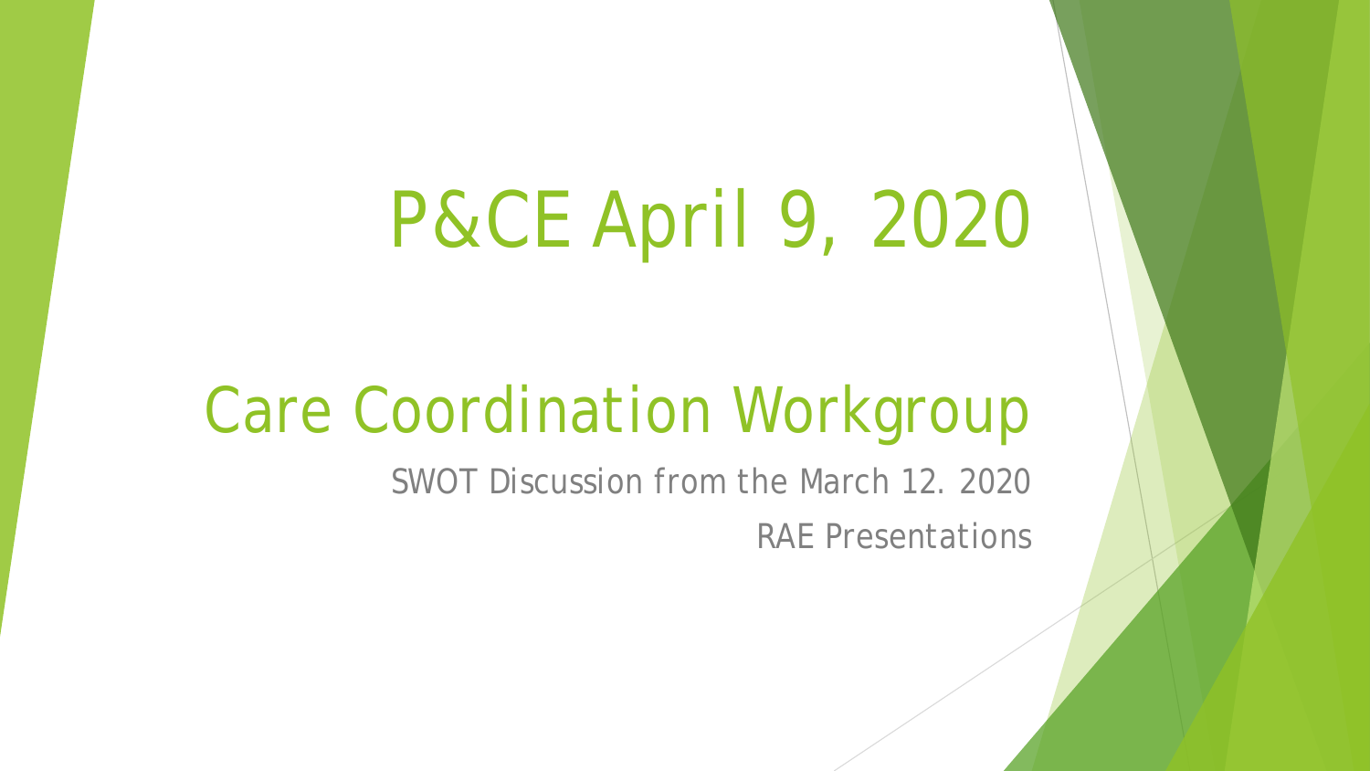# P&CE April 9, 2020

## Care Coordination Workgroup

SWOT Discussion from the March 12. 2020

RAE Presentations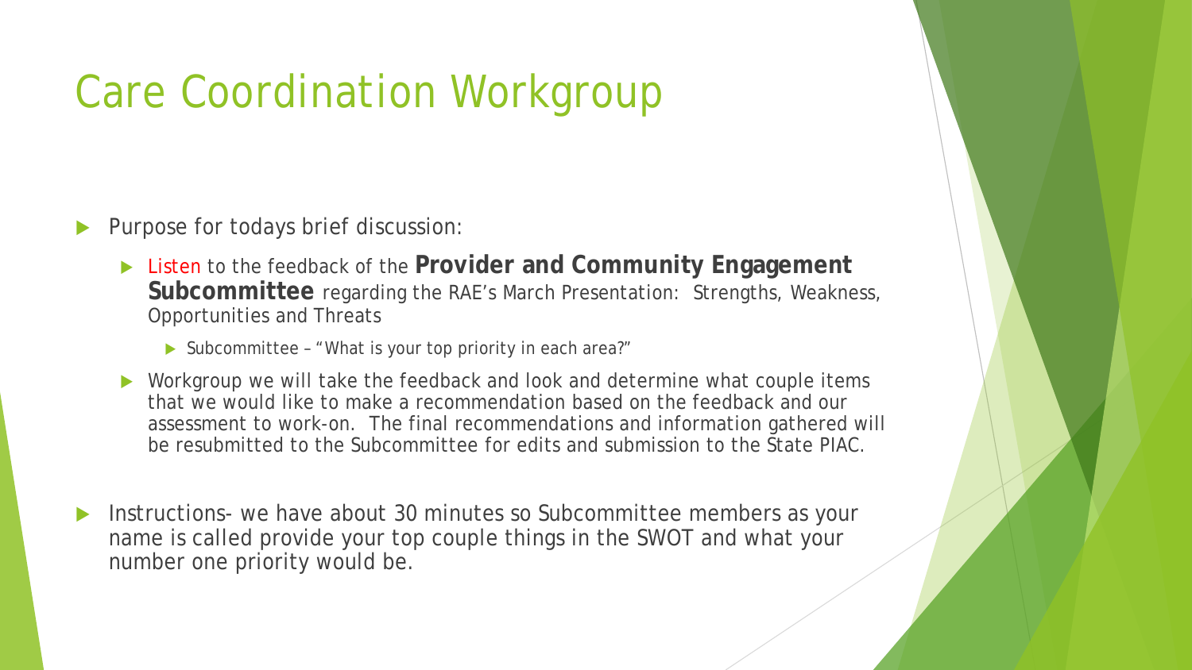# Care Coordination Workgroup

- Purpose for todays brief discussion:
  - Listen to the feedback of the **Provider and Community Engagement Subcommittee** regarding the RAE's March Presentation: Strengths, Weakness, Opportunities and Threats
    - Subcommittee – "What is your top priority in each area?"
  - Workgroup we will take the feedback and look and determine what couple items that we would like to make a recommendation based on the feedback and our assessment to work-on. The final recommendations and information gathered will be resubmitted to the Subcommittee for edits and submission to the State PIAC.
- Instructions- we have about 30 minutes so Subcommittee members as your name is called provide your top couple things in the SWOT and what your number one priority would be.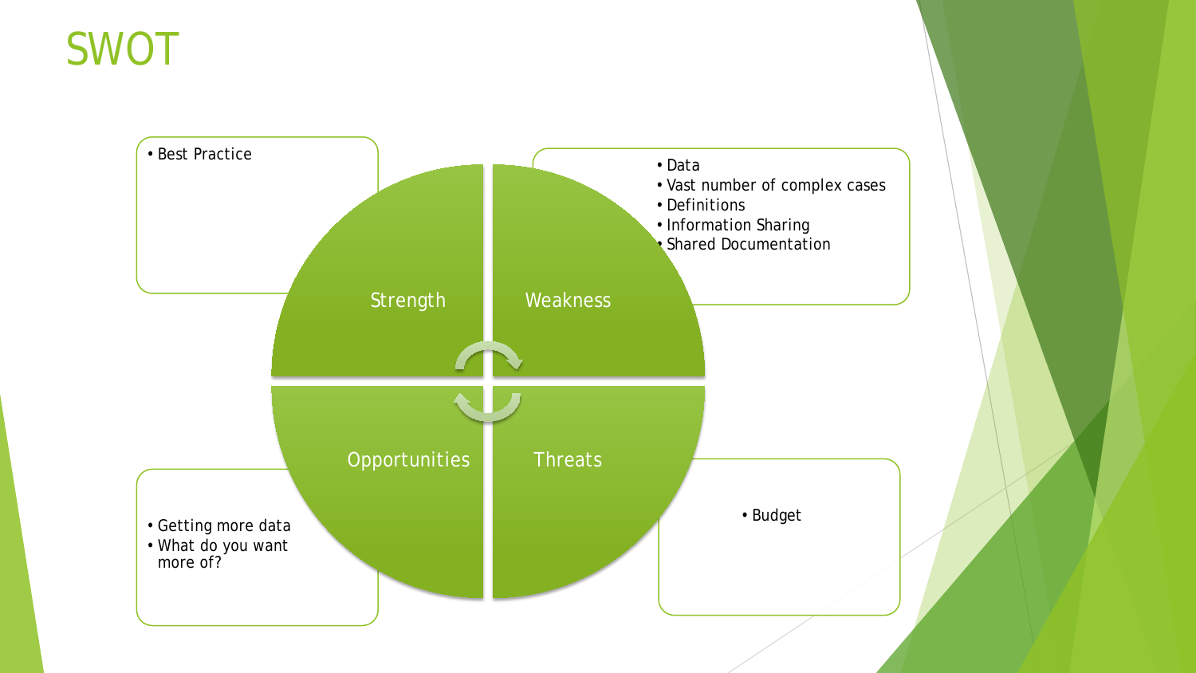# SWOT

## Strength

- Best Practice

## Weakness

- Data
- Vast number of complex cases
- Definitions
- Information Sharing
- Shared Documentation

## Opportunities

- Getting more data
- What do you want more of?

## Threats

- Budget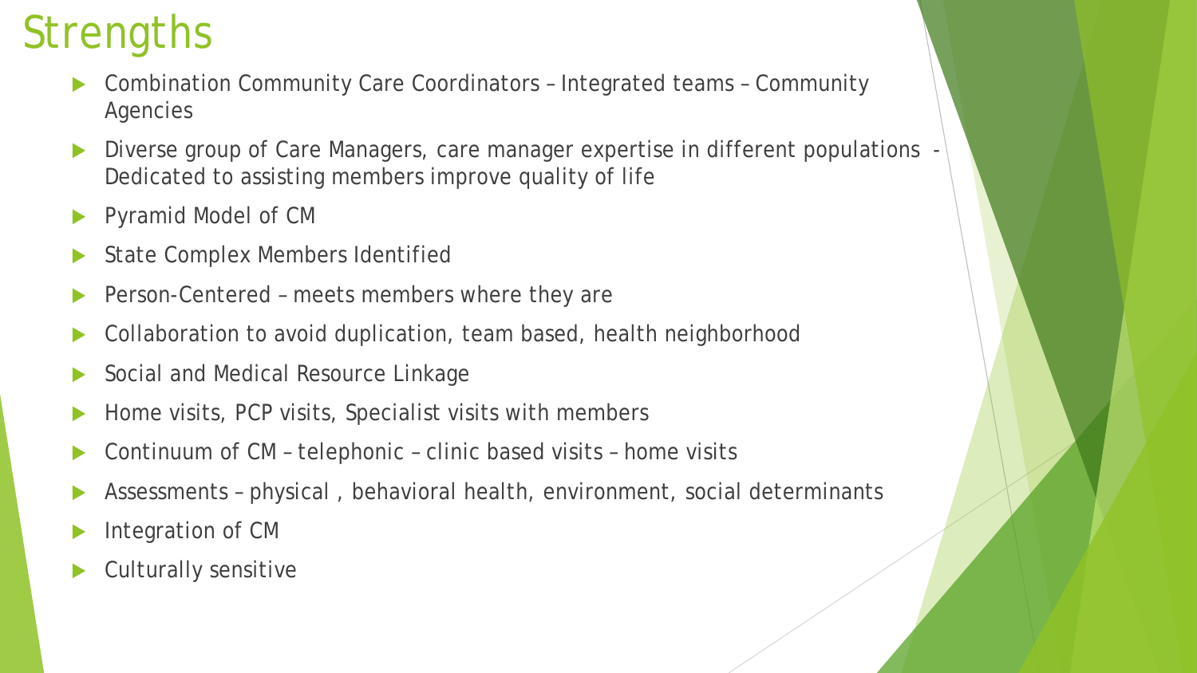# Strengths

- Combination Community Care Coordinators – Integrated teams – Community Agencies
- Diverse group of Care Managers, care manager expertise in different populations - Dedicated to assisting members improve quality of life
- Pyramid Model of CM
- State Complex Members Identified
- Person-Centered – meets members where they are
- Collaboration to avoid duplication, team based, health neighborhood
- Social and Medical Resource Linkage
- Home visits, PCP visits, Specialist visits with members
- Continuum of CM – telephonic – clinic based visits – home visits
- Assessments – physical , behavioral health, environment, social determinants
- Integration of CM
- Culturally sensitive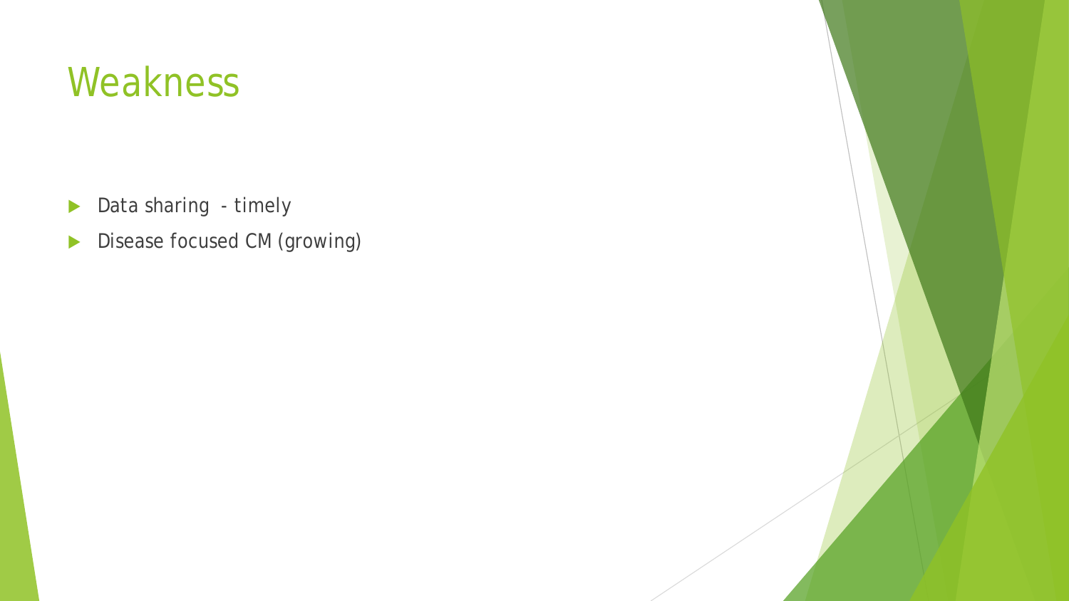# Weakness

- Data sharing  - timely
- Disease focused CM (growing)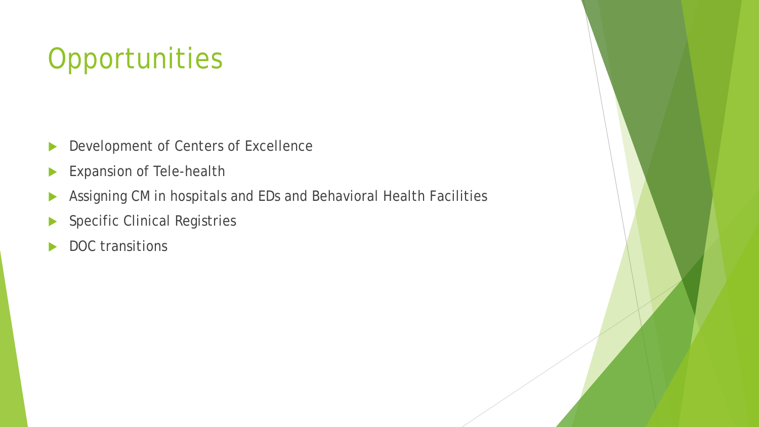# Opportunities

- Development of Centers of Excellence
- Expansion of Tele-health
- Assigning CM in hospitals and EDs and Behavioral Health Facilities
- Specific Clinical Registries
- DOC transitions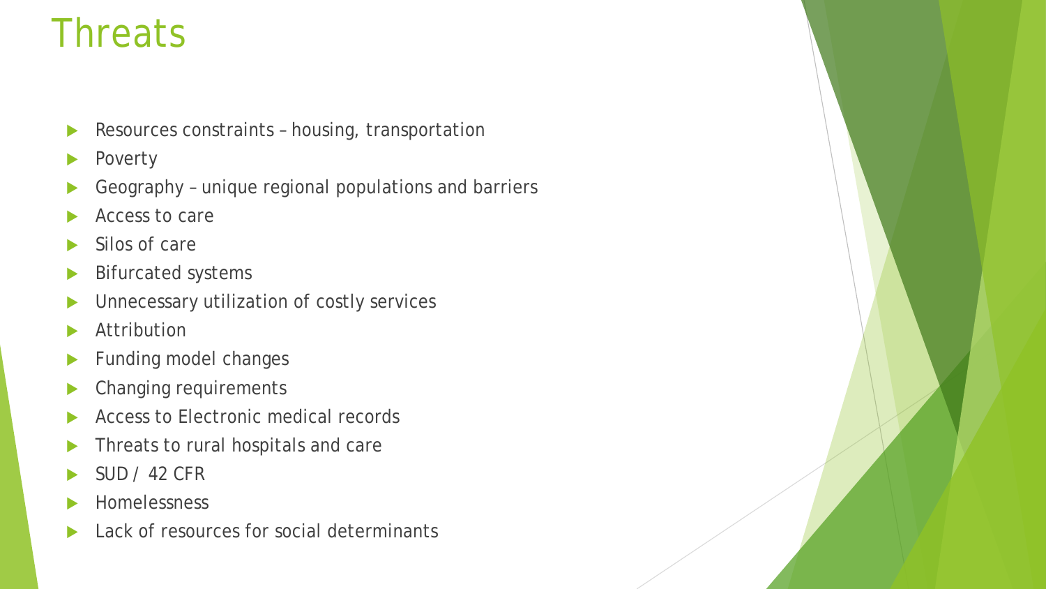# Threats

- Resources constraints – housing, transportation
- Poverty
- Geography – unique regional populations and barriers
- Access to care
- Silos of care
- Bifurcated systems
- Unnecessary utilization of costly services
- Attribution
- Funding model changes
- Changing requirements
- Access to Electronic medical records
- Threats to rural hospitals and care
- SUD / 42 CFR
- Homelessness
- Lack of resources for social determinants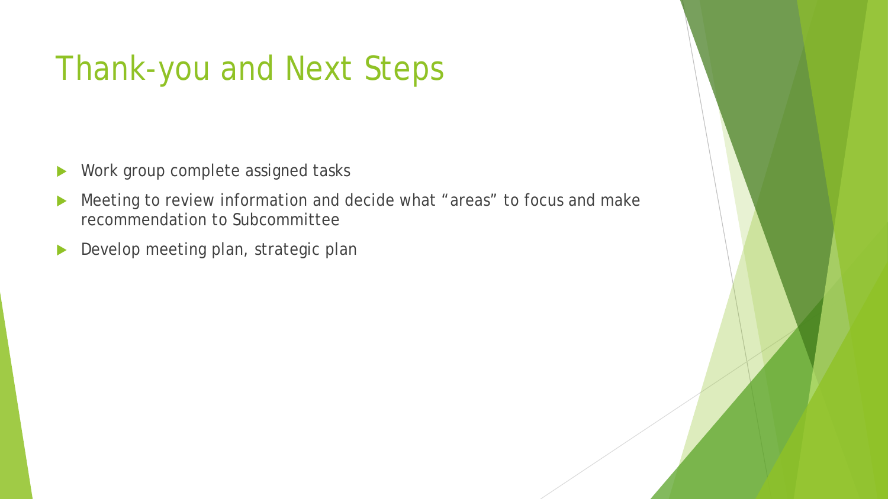# Thank-you and Next Steps

- Work group complete assigned tasks
- Meeting to review information and decide what "areas" to focus and make recommendation to Subcommittee
- Develop meeting plan, strategic plan